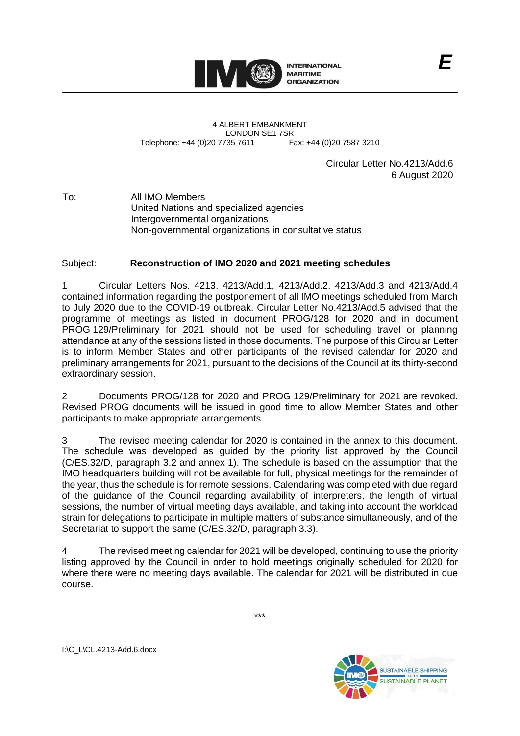E

INTERNATIONAL MARITIME ORGANIZATION

4 ALBERT EMBANKMENT
LONDON SE1 7SR
Telephone: +44 (0)20 7735 7611 Fax: +44 (0)20 7587 3210

Circular Letter No.4213/Add.6
6 August 2020

To: All IMO Members
United Nations and specialized agencies
Intergovernmental organizations
Non-governmental organizations in consultative status

Subject: **Reconstruction of IMO 2020 and 2021 meeting schedules**

1 Circular Letters Nos. 4213, 4213/Add.1, 4213/Add.2, 4213/Add.3 and 4213/Add.4 contained information regarding the postponement of all IMO meetings scheduled from March to July 2020 due to the COVID-19 outbreak. Circular Letter No.4213/Add.5 advised that the programme of meetings as listed in document PROG/128 for 2020 and in document PROG 129/Preliminary for 2021 should not be used for scheduling travel or planning attendance at any of the sessions listed in those documents. The purpose of this Circular Letter is to inform Member States and other participants of the revised calendar for 2020 and preliminary arrangements for 2021, pursuant to the decisions of the Council at its thirty-second extraordinary session.

2 Documents PROG/128 for 2020 and PROG 129/Preliminary for 2021 are revoked. Revised PROG documents will be issued in good time to allow Member States and other participants to make appropriate arrangements.

3 The revised meeting calendar for 2020 is contained in the annex to this document. The schedule was developed as guided by the priority list approved by the Council (C/ES.32/D, paragraph 3.2 and annex 1). The schedule is based on the assumption that the IMO headquarters building will not be available for full, physical meetings for the remainder of the year, thus the schedule is for remote sessions. Calendaring was completed with due regard of the guidance of the Council regarding availability of interpreters, the length of virtual sessions, the number of virtual meeting days available, and taking into account the workload strain for delegations to participate in multiple matters of substance simultaneously, and of the Secretariat to support the same (C/ES.32/D, paragraph 3.3).

4 The revised meeting calendar for 2021 will be developed, continuing to use the priority listing approved by the Council in order to hold meetings originally scheduled for 2020 for where there were no meeting days available. The calendar for 2021 will be distributed in due course.

***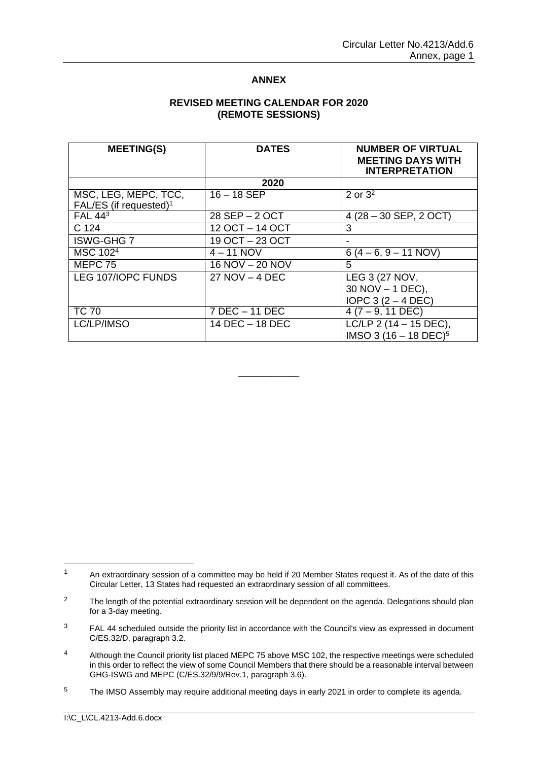## ANNEX

### REVISED MEETING CALENDAR FOR 2020 (REMOTE SESSIONS)

| MEETING(S) | DATES | NUMBER OF VIRTUAL MEETING DAYS WITH INTERPRETATION |
|---|---|---|
| | **2020** | |
| MSC, LEG, MEPC, TCC, FAL/ES (if requested)[1] | 16 – 18 SEP | 2 or 3[2] |
| FAL 44[3] | 28 SEP – 2 OCT | 4 (28 – 30 SEP, 2 OCT) |
| C 124 | 12 OCT – 14 OCT | 3 |
| ISWG-GHG 7 | 19 OCT – 23 OCT | - |
| MSC 102[4] | 4 – 11 NOV | 6 (4 – 6, 9 – 11 NOV) |
| MEPC 75 | 16 NOV – 20 NOV | 5 |
| LEG 107/IOPC FUNDS | 27 NOV – 4 DEC | LEG 3 (27 NOV, 30 NOV – 1 DEC), IOPC 3 (2 – 4 DEC) |
| TC 70 | 7 DEC – 11 DEC | 4 (7 – 9, 11 DEC) |
| LC/LP/IMSO | 14 DEC – 18 DEC | LC/LP 2 (14 – 15 DEC), IMSO 3 (16 – 18 DEC)[5] |

___________

[1] An extraordinary session of a committee may be held if 20 Member States request it. As of the date of this Circular Letter, 13 States had requested an extraordinary session of all committees.

[2] The length of the potential extraordinary session will be dependent on the agenda. Delegations should plan for a 3-day meeting.

[3] FAL 44 scheduled outside the priority list in accordance with the Council's view as expressed in document C/ES.32/D, paragraph 3.2.

[4] Although the Council priority list placed MEPC 75 above MSC 102, the respective meetings were scheduled in this order to reflect the view of some Council Members that there should be a reasonable interval between GHG-ISWG and MEPC (C/ES.32/9/9/Rev.1, paragraph 3.6).

[5] The IMSO Assembly may require additional meeting days in early 2021 in order to complete its agenda.